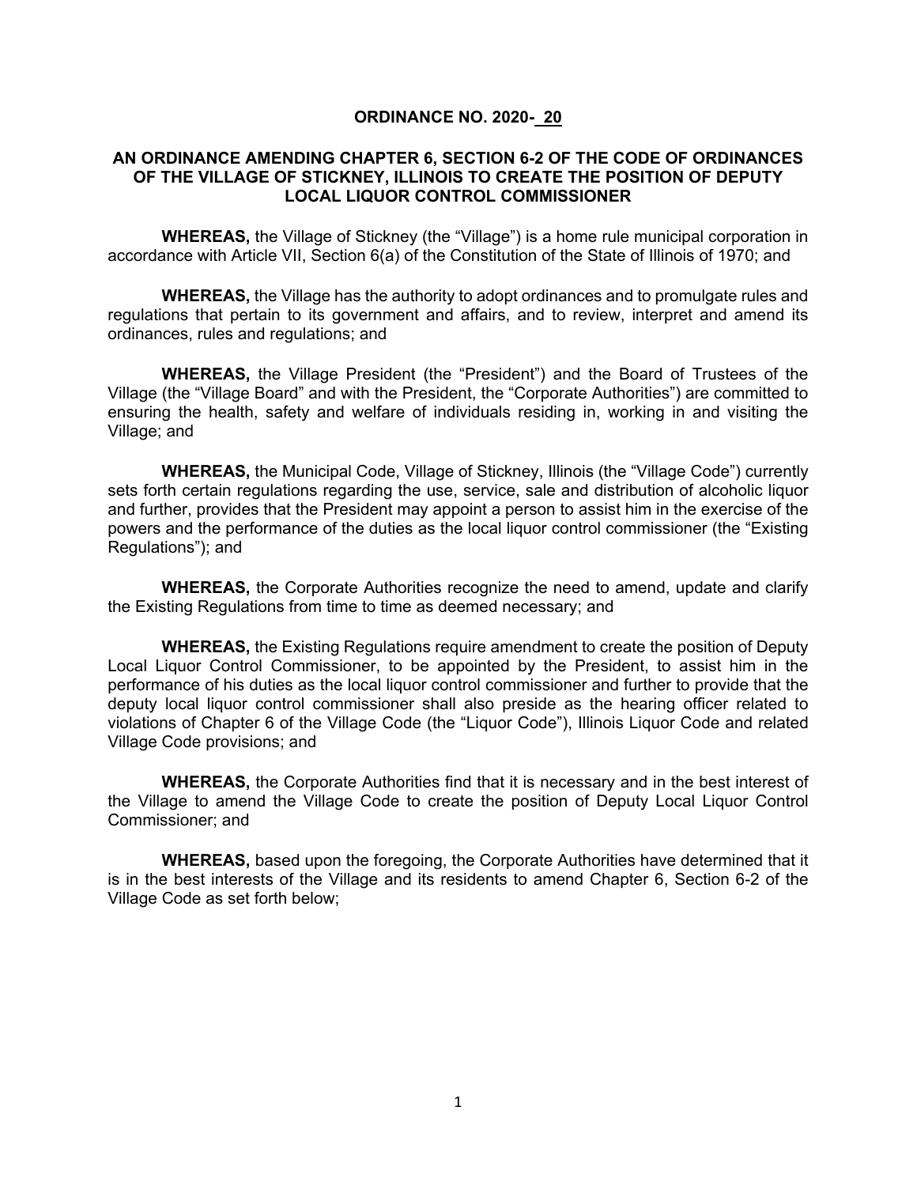**ORDINANCE NO. 2020- 20**

**AN ORDINANCE AMENDING CHAPTER 6, SECTION 6-2 OF THE CODE OF ORDINANCES OF THE VILLAGE OF STICKNEY, ILLINOIS TO CREATE THE POSITION OF DEPUTY LOCAL LIQUOR CONTROL COMMISSIONER**

**WHEREAS,** the Village of Stickney (the "Village") is a home rule municipal corporation in accordance with Article VII, Section 6(a) of the Constitution of the State of Illinois of 1970; and

**WHEREAS,** the Village has the authority to adopt ordinances and to promulgate rules and regulations that pertain to its government and affairs, and to review, interpret and amend its ordinances, rules and regulations; and

**WHEREAS,** the Village President (the "President") and the Board of Trustees of the Village (the "Village Board" and with the President, the "Corporate Authorities") are committed to ensuring the health, safety and welfare of individuals residing in, working in and visiting the Village; and

**WHEREAS,** the Municipal Code, Village of Stickney, Illinois (the "Village Code") currently sets forth certain regulations regarding the use, service, sale and distribution of alcoholic liquor and further, provides that the President may appoint a person to assist him in the exercise of the powers and the performance of the duties as the local liquor control commissioner (the "Existing Regulations"); and

**WHEREAS,** the Corporate Authorities recognize the need to amend, update and clarify the Existing Regulations from time to time as deemed necessary; and

**WHEREAS,** the Existing Regulations require amendment to create the position of Deputy Local Liquor Control Commissioner, to be appointed by the President, to assist him in the performance of his duties as the local liquor control commissioner and further to provide that the deputy local liquor control commissioner shall also preside as the hearing officer related to violations of Chapter 6 of the Village Code (the "Liquor Code"), Illinois Liquor Code and related Village Code provisions; and

**WHEREAS,** the Corporate Authorities find that it is necessary and in the best interest of the Village to amend the Village Code to create the position of Deputy Local Liquor Control Commissioner; and

**WHEREAS,** based upon the foregoing, the Corporate Authorities have determined that it is in the best interests of the Village and its residents to amend Chapter 6, Section 6-2 of the Village Code as set forth below;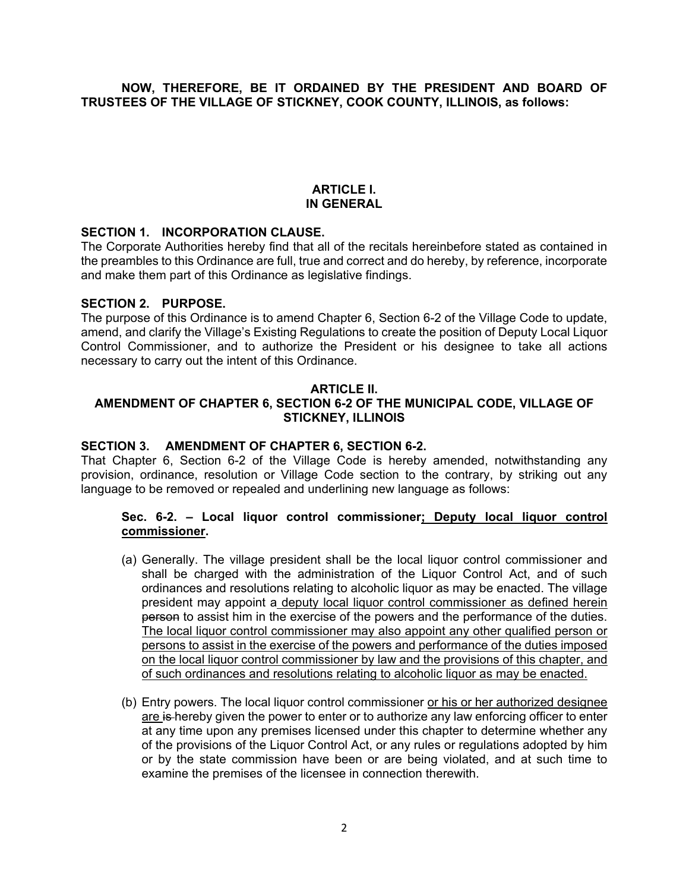**NOW, THEREFORE, BE IT ORDAINED BY THE PRESIDENT AND BOARD OF TRUSTEES OF THE VILLAGE OF STICKNEY, COOK COUNTY, ILLINOIS, as follows:**

## ARTICLE I.
## IN GENERAL

### SECTION 1. INCORPORATION CLAUSE.

The Corporate Authorities hereby find that all of the recitals hereinbefore stated as contained in the preambles to this Ordinance are full, true and correct and do hereby, by reference, incorporate and make them part of this Ordinance as legislative findings.

### SECTION 2. PURPOSE.

The purpose of this Ordinance is to amend Chapter 6, Section 6-2 of the Village Code to update, amend, and clarify the Village's Existing Regulations to create the position of Deputy Local Liquor Control Commissioner, and to authorize the President or his designee to take all actions necessary to carry out the intent of this Ordinance.

## ARTICLE II.
## AMENDMENT OF CHAPTER 6, SECTION 6-2 OF THE MUNICIPAL CODE, VILLAGE OF STICKNEY, ILLINOIS

### SECTION 3. AMENDMENT OF CHAPTER 6, SECTION 6-2.

That Chapter 6, Section 6-2 of the Village Code is hereby amended, notwithstanding any provision, ordinance, resolution or Village Code section to the contrary, by striking out any language to be removed or repealed and underlining new language as follows:

> **Sec. 6-2. – Local liquor control commissioner<u>; Deputy local liquor control commissioner</u>.**
>
> (a) Generally. The village president shall be the local liquor control commissioner and shall be charged with the administration of the Liquor Control Act, and of such ordinances and resolutions relating to alcoholic liquor as may be enacted. The village president may appoint a<u> deputy local liquor control commissioner as defined herein</u> ~~person~~ to assist him in the exercise of the powers and the performance of the duties. <u>The local liquor control commissioner may also appoint any other qualified person or persons to assist in the exercise of the powers and performance of the duties imposed on the local liquor control commissioner by law and the provisions of this chapter, and of such ordinances and resolutions relating to alcoholic liquor as may be enacted.</u>
>
> (b) Entry powers. The local liquor control commissioner <u>or his or her authorized designee are</u> ~~is~~ hereby given the power to enter or to authorize any law enforcing officer to enter at any time upon any premises licensed under this chapter to determine whether any of the provisions of the Liquor Control Act, or any rules or regulations adopted by him or by the state commission have been or are being violated, and at such time to examine the premises of the licensee in connection therewith.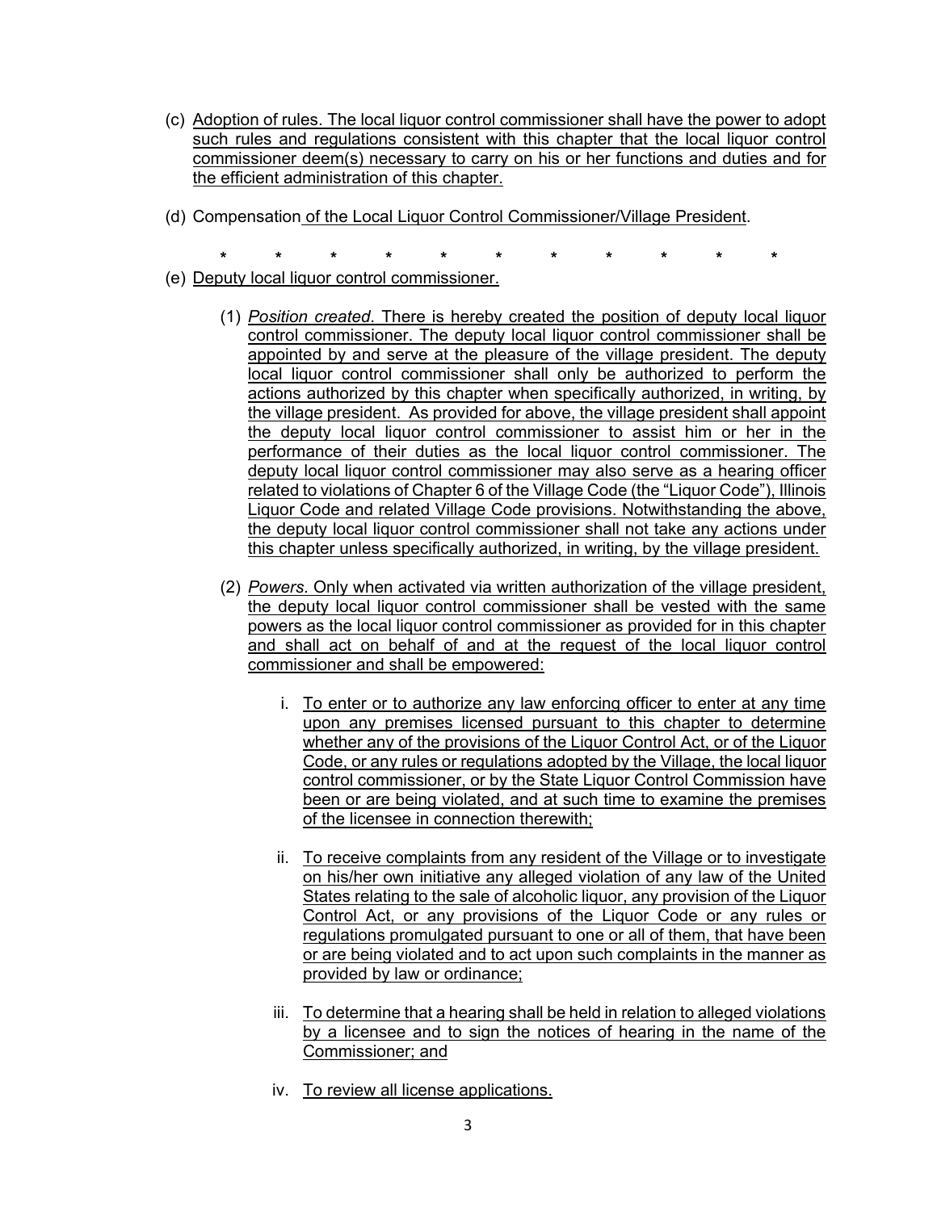(c) Adoption of rules. The local liquor control commissioner shall have the power to adopt such rules and regulations consistent with this chapter that the local liquor control commissioner deem(s) necessary to carry on his or her functions and duties and for the efficient administration of this chapter.

(d) Compensation of the Local Liquor Control Commissioner/Village President.

\* \* \* \* \* \* \* \* \* \* \*

(e) Deputy local liquor control commissioner.

(1) *Position created.* There is hereby created the position of deputy local liquor control commissioner. The deputy local liquor control commissioner shall be appointed by and serve at the pleasure of the village president. The deputy local liquor control commissioner shall only be authorized to perform the actions authorized by this chapter when specifically authorized, in writing, by the village president. As provided for above, the village president shall appoint the deputy local liquor control commissioner to assist him or her in the performance of their duties as the local liquor control commissioner. The deputy local liquor control commissioner may also serve as a hearing officer related to violations of Chapter 6 of the Village Code (the "Liquor Code"), Illinois Liquor Code and related Village Code provisions. Notwithstanding the above, the deputy local liquor control commissioner shall not take any actions under this chapter unless specifically authorized, in writing, by the village president.

(2) *Powers.* Only when activated via written authorization of the village president, the deputy local liquor control commissioner shall be vested with the same powers as the local liquor control commissioner as provided for in this chapter and shall act on behalf of and at the request of the local liquor control commissioner and shall be empowered:

i. To enter or to authorize any law enforcing officer to enter at any time upon any premises licensed pursuant to this chapter to determine whether any of the provisions of the Liquor Control Act, or of the Liquor Code, or any rules or regulations adopted by the Village, the local liquor control commissioner, or by the State Liquor Control Commission have been or are being violated, and at such time to examine the premises of the licensee in connection therewith;

ii. To receive complaints from any resident of the Village or to investigate on his/her own initiative any alleged violation of any law of the United States relating to the sale of alcoholic liquor, any provision of the Liquor Control Act, or any provisions of the Liquor Code or any rules or regulations promulgated pursuant to one or all of them, that have been or are being violated and to act upon such complaints in the manner as provided by law or ordinance;

iii. To determine that a hearing shall be held in relation to alleged violations by a licensee and to sign the notices of hearing in the name of the Commissioner; and

iv. To review all license applications.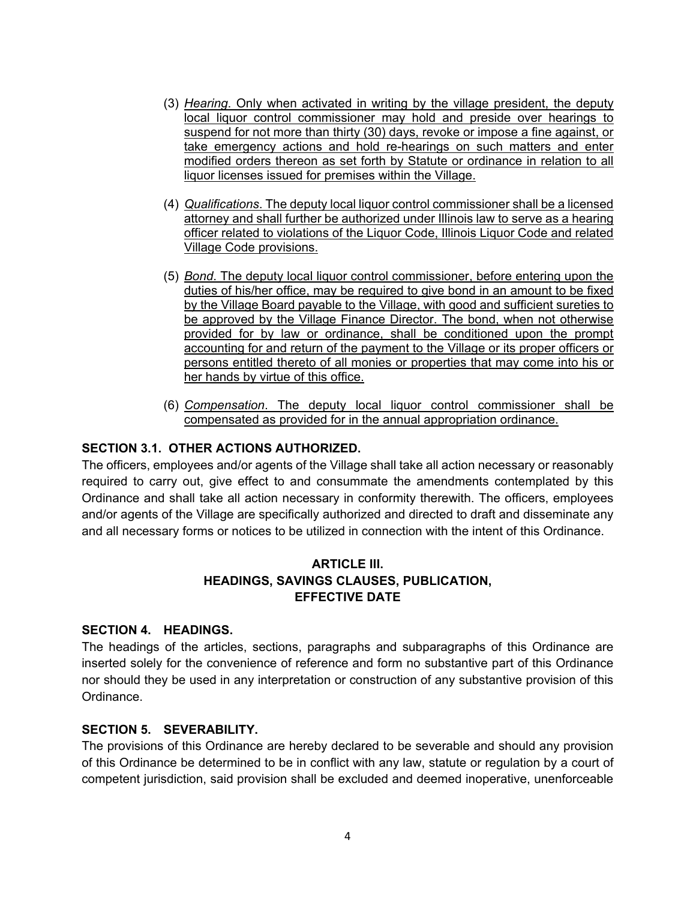(3) *Hearing*. Only when activated in writing by the village president, the deputy local liquor control commissioner may hold and preside over hearings to suspend for not more than thirty (30) days, revoke or impose a fine against, or take emergency actions and hold re-hearings on such matters and enter modified orders thereon as set forth by Statute or ordinance in relation to all liquor licenses issued for premises within the Village.

(4) *Qualifications*. The deputy local liquor control commissioner shall be a licensed attorney and shall further be authorized under Illinois law to serve as a hearing officer related to violations of the Liquor Code, Illinois Liquor Code and related Village Code provisions.

(5) *Bond*. The deputy local liquor control commissioner, before entering upon the duties of his/her office, may be required to give bond in an amount to be fixed by the Village Board payable to the Village, with good and sufficient sureties to be approved by the Village Finance Director. The bond, when not otherwise provided for by law or ordinance, shall be conditioned upon the prompt accounting for and return of the payment to the Village or its proper officers or persons entitled thereto of all monies or properties that may come into his or her hands by virtue of this office.

(6) *Compensation*. The deputy local liquor control commissioner shall be compensated as provided for in the annual appropriation ordinance.

**SECTION 3.1. OTHER ACTIONS AUTHORIZED.**

The officers, employees and/or agents of the Village shall take all action necessary or reasonably required to carry out, give effect to and consummate the amendments contemplated by this Ordinance and shall take all action necessary in conformity therewith. The officers, employees and/or agents of the Village are specifically authorized and directed to draft and disseminate any and all necessary forms or notices to be utilized in connection with the intent of this Ordinance.

## ARTICLE III.
## HEADINGS, SAVINGS CLAUSES, PUBLICATION, EFFECTIVE DATE

**SECTION 4. HEADINGS.**

The headings of the articles, sections, paragraphs and subparagraphs of this Ordinance are inserted solely for the convenience of reference and form no substantive part of this Ordinance nor should they be used in any interpretation or construction of any substantive provision of this Ordinance.

**SECTION 5. SEVERABILITY.**

The provisions of this Ordinance are hereby declared to be severable and should any provision of this Ordinance be determined to be in conflict with any law, statute or regulation by a court of competent jurisdiction, said provision shall be excluded and deemed inoperative, unenforceable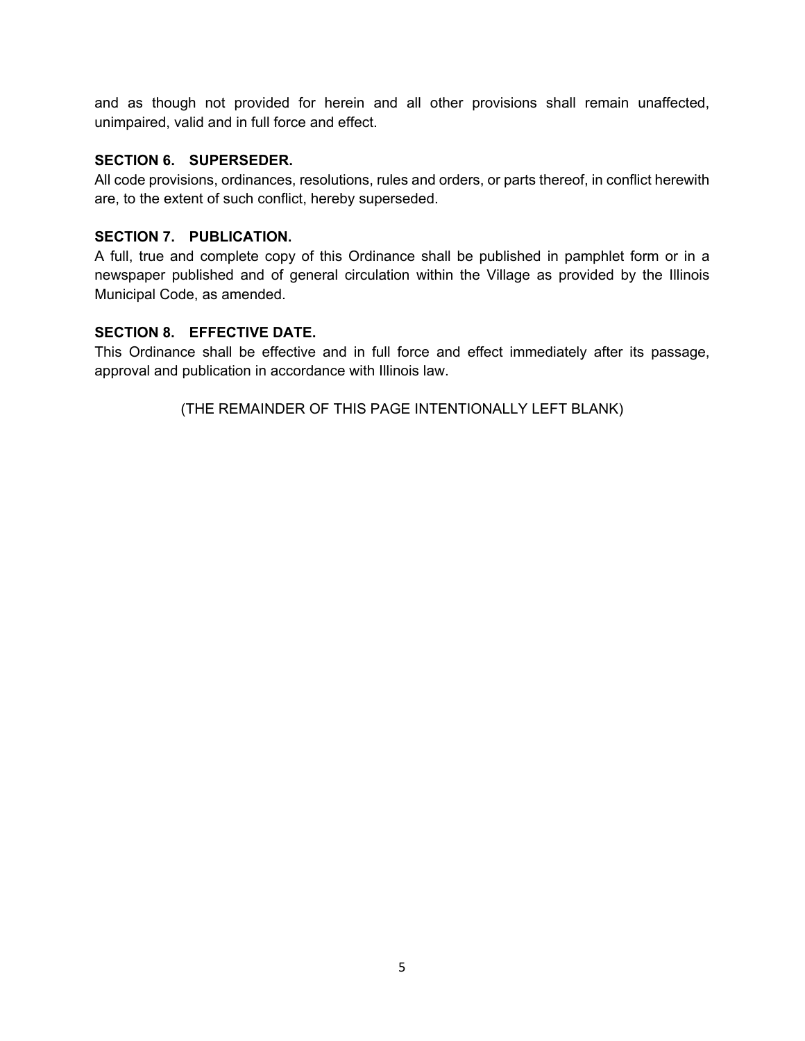and as though not provided for herein and all other provisions shall remain unaffected, unimpaired, valid and in full force and effect.

**SECTION 6. SUPERSEDER.**
All code provisions, ordinances, resolutions, rules and orders, or parts thereof, in conflict herewith are, to the extent of such conflict, hereby superseded.

**SECTION 7. PUBLICATION.**
A full, true and complete copy of this Ordinance shall be published in pamphlet form or in a newspaper published and of general circulation within the Village as provided by the Illinois Municipal Code, as amended.

**SECTION 8. EFFECTIVE DATE.**
This Ordinance shall be effective and in full force and effect immediately after its passage, approval and publication in accordance with Illinois law.

(THE REMAINDER OF THIS PAGE INTENTIONALLY LEFT BLANK)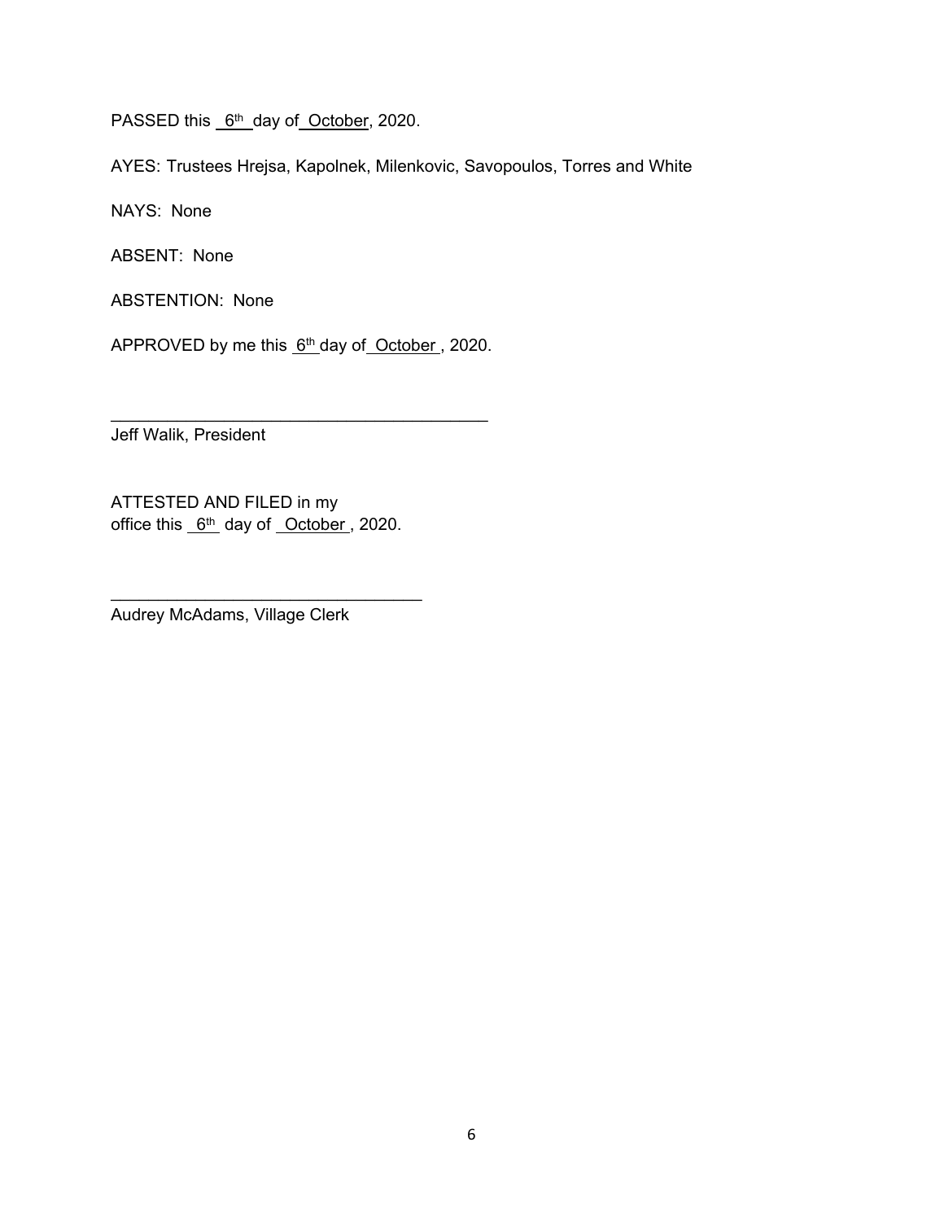PASSED this 6th day of October, 2020.

AYES: Trustees Hrejsa, Kapolnek, Milenkovic, Savopoulos, Torres and White

NAYS: None

ABSENT: None

ABSTENTION: None

APPROVED by me this 6th day of October, 2020.

\_\_\_\_\_\_\_\_\_\_\_\_\_\_\_\_\_\_\_\_\_\_\_\_\_\_\_\_\_\_\_\_\_\_\_\_\_\_\_\_

Jeff Walik, President

ATTESTED AND FILED in my office this 6th day of October, 2020.

\_\_\_\_\_\_\_\_\_\_\_\_\_\_\_\_\_\_\_\_\_\_\_\_\_\_\_\_\_\_\_\_\_\_

Audrey McAdams, Village Clerk